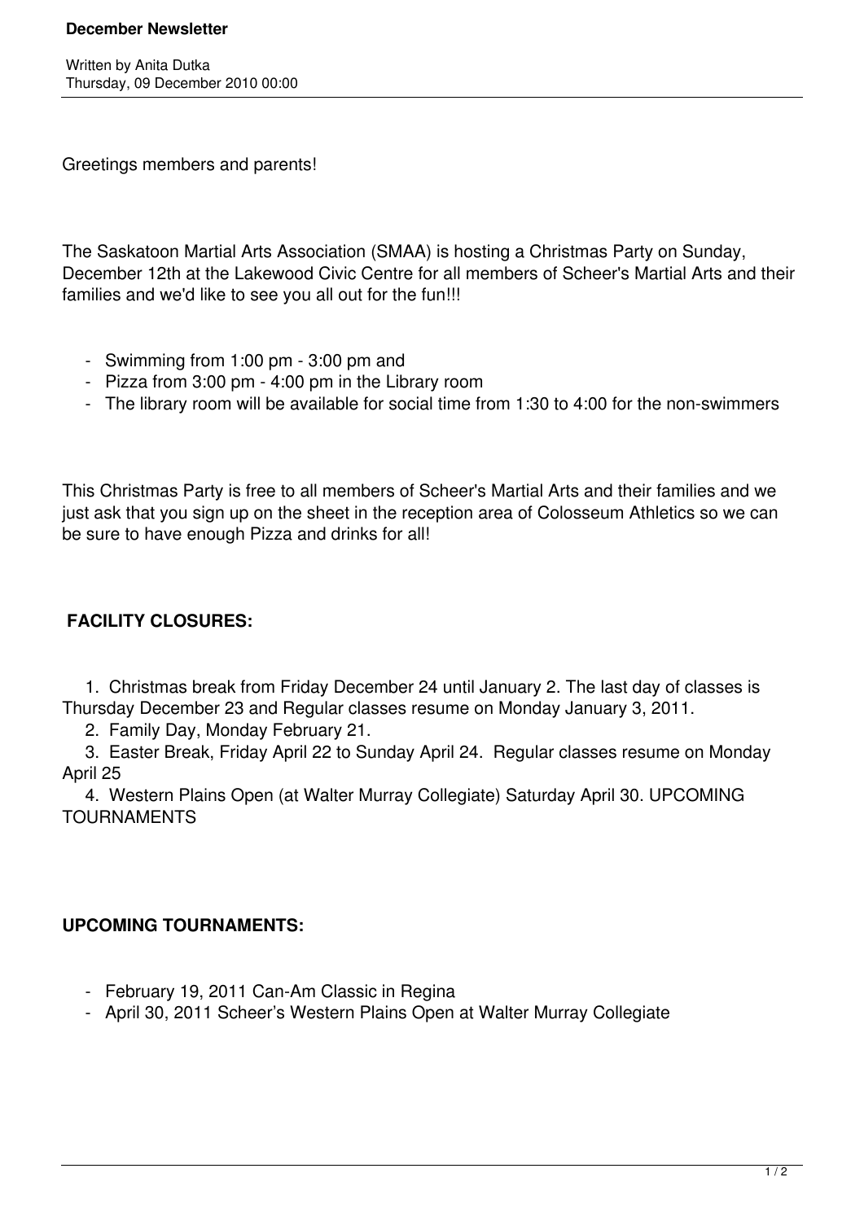# December Newsletter

Written by Anita Dutka
Thursday, 09 December 2010 00:00

Greetings members and parents!

The Saskatoon Martial Arts Association (SMAA) is hosting a Christmas Party on Sunday, December 12th at the Lakewood Civic Centre for all members of Scheer's Martial Arts and their families and we'd like to see you all out for the fun!!!

- Swimming from 1:00 pm - 3:00 pm and
- Pizza from 3:00 pm - 4:00 pm in the Library room
- The library room will be available for social time from 1:30 to 4:00 for the non-swimmers

This Christmas Party is free to all members of Scheer's Martial Arts and their families and we just ask that you sign up on the sheet in the reception area of Colosseum Athletics so we can be sure to have enough Pizza and drinks for all!

**FACILITY CLOSURES:**

1. Christmas break from Friday December 24 until January 2. The last day of classes is Thursday December 23 and Regular classes resume on Monday January 3, 2011.
2. Family Day, Monday February 21.
3. Easter Break, Friday April 22 to Sunday April 24. Regular classes resume on Monday April 25
4. Western Plains Open (at Walter Murray Collegiate) Saturday April 30. UPCOMING TOURNAMENTS

**UPCOMING TOURNAMENTS:**

- February 19, 2011 Can-Am Classic in Regina
- April 30, 2011 Scheer's Western Plains Open at Walter Murray Collegiate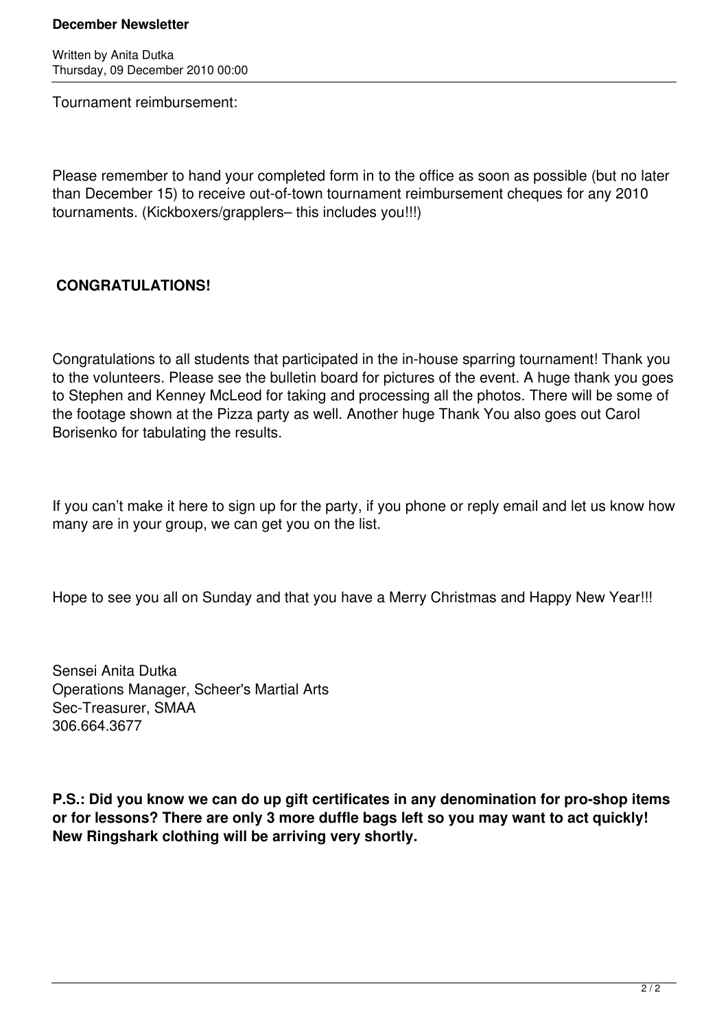Tournament reimbursement:

Please remember to hand your completed form in to the office as soon as possible (but no later than December 15) to receive out-of-town tournament reimbursement cheques for any 2010 tournaments. (Kickboxers/grapplers– this includes you!!!)

**CONGRATULATIONS!**

Congratulations to all students that participated in the in-house sparring tournament! Thank you to the volunteers. Please see the bulletin board for pictures of the event. A huge thank you goes to Stephen and Kenney McLeod for taking and processing all the photos. There will be some of the footage shown at the Pizza party as well. Another huge Thank You also goes out Carol Borisenko for tabulating the results.

If you can't make it here to sign up for the party, if you phone or reply email and let us know how many are in your group, we can get you on the list.

Hope to see you all on Sunday and that you have a Merry Christmas and Happy New Year!!!

Sensei Anita Dutka
Operations Manager, Scheer's Martial Arts
Sec-Treasurer, SMAA
306.664.3677

**P.S.: Did you know we can do up gift certificates in any denomination for pro-shop items or for lessons? There are only 3 more duffle bags left so you may want to act quickly! New Ringshark clothing will be arriving very shortly.**